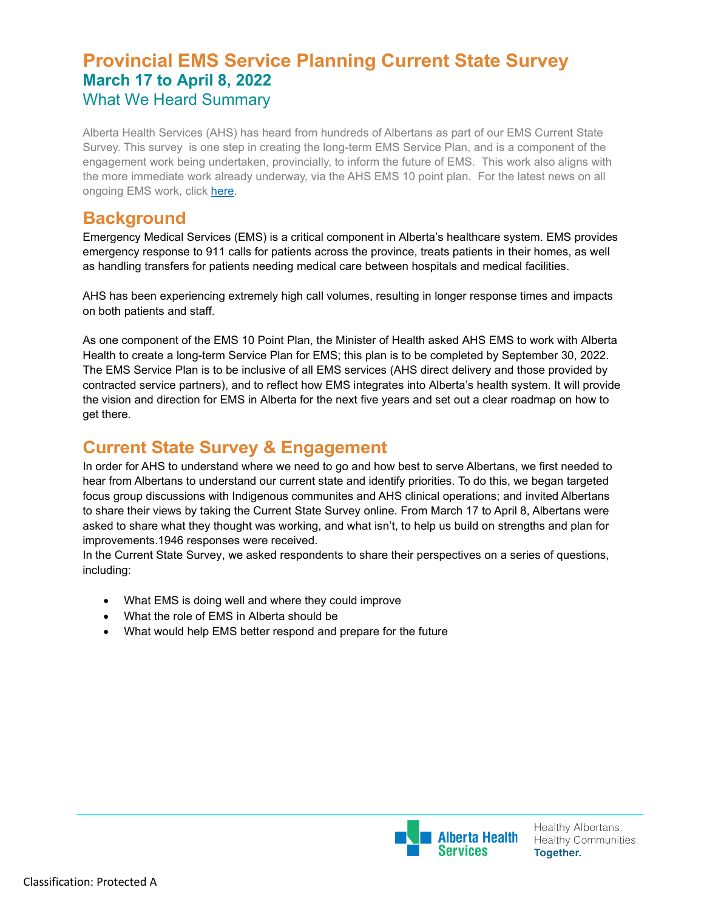# Provincial EMS Service Planning Current State Survey

## March 17 to April 8, 2022

### What We Heard Summary

Alberta Health Services (AHS) has heard from hundreds of Albertans as part of our EMS Current State Survey. This survey is one step in creating the long-term EMS Service Plan, and is a component of the engagement work being undertaken, provincially, to inform the future of EMS. This work also aligns with the more immediate work already underway, via the AHS EMS 10 point plan. For the latest news on all ongoing EMS work, click [here](here).

## Background

Emergency Medical Services (EMS) is a critical component in Alberta's healthcare system. EMS provides emergency response to 911 calls for patients across the province, treats patients in their homes, as well as handling transfers for patients needing medical care between hospitals and medical facilities.

AHS has been experiencing extremely high call volumes, resulting in longer response times and impacts on both patients and staff.

As one component of the EMS 10 Point Plan, the Minister of Health asked AHS EMS to work with Alberta Health to create a long-term Service Plan for EMS; this plan is to be completed by September 30, 2022. The EMS Service Plan is to be inclusive of all EMS services (AHS direct delivery and those provided by contracted service partners), and to reflect how EMS integrates into Alberta's health system. It will provide the vision and direction for EMS in Alberta for the next five years and set out a clear roadmap on how to get there.

## Current State Survey & Engagement

In order for AHS to understand where we need to go and how best to serve Albertans, we first needed to hear from Albertans to understand our current state and identify priorities. To do this, we began targeted focus group discussions with Indigenous communites and AHS clinical operations; and invited Albertans to share their views by taking the Current State Survey online. From March 17 to April 8, Albertans were asked to share what they thought was working, and what isn't, to help us build on strengths and plan for improvements.1946 responses were received.

In the Current State Survey, we asked respondents to share their perspectives on a series of questions, including:

- What EMS is doing well and where they could improve
- What the role of EMS in Alberta should be
- What would help EMS better respond and prepare for the future

Classification: Protected A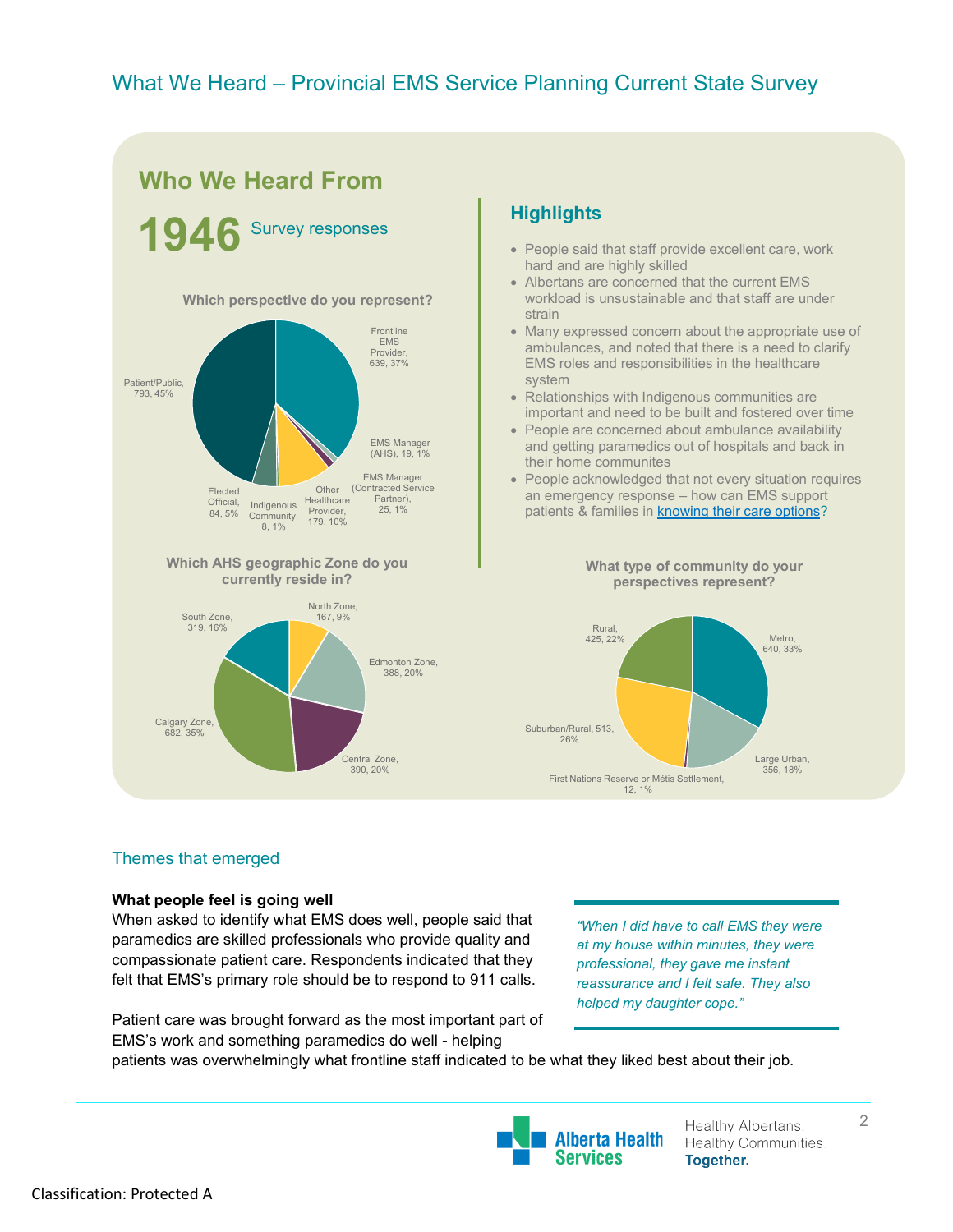# What We Heard – Provincial EMS Service Planning Current State Survey

## Who We Heard From

**1946** Survey responses

**Which perspective do you represent?**

- Frontline EMS Provider, 639, 37%
- EMS Manager (AHS), 19, 1%
- EMS Manager (Contracted Service Partner), 25, 1%
- Other Healthcare Provider, 179, 10%
- Indigenous Community, 8, 1%
- Elected Official, 84, 5%
- Patient/Public, 793, 45%

**Which AHS geographic Zone do you currently reside in?**

- North Zone, 167, 9%
- Edmonton Zone, 388, 20%
- Central Zone, 390, 20%
- Calgary Zone, 682, 35%
- South Zone, 319, 16%

## Highlights

- People said that staff provide excellent care, work hard and are highly skilled
- Albertans are concerned that the current EMS workload is unsustainable and that staff are under strain
- Many expressed concern about the appropriate use of ambulances, and noted that there is a need to clarify EMS roles and responsibilities in the healthcare system
- Relationships with Indigenous communities are important and need to be built and fostered over time
- People are concerned about ambulance availability and getting paramedics out of hospitals and back in their home communites
- People acknowledged that not every situation requires an emergency response – how can EMS support patients & families in knowing their care options?

**What type of community do your perspectives represent?**

- Metro, 640, 33%
- Large Urban, 356, 18%
- First Nations Reserve or Métis Settlement, 12, 1%
- Suburban/Rural, 513, 26%
- Rural, 425, 22%

## Themes that emerged

**What people feel is going well**

When asked to identify what EMS does well, people said that paramedics are skilled professionals who provide quality and compassionate patient care. Respondents indicated that they felt that EMS's primary role should be to respond to 911 calls.

> *"When I did have to call EMS they were at my house within minutes, they were professional, they gave me instant reassurance and I felt safe. They also helped my daughter cope."*

Patient care was brought forward as the most important part of EMS's work and something paramedics do well - helping patients was overwhelmingly what frontline staff indicated to be what they liked best about their job.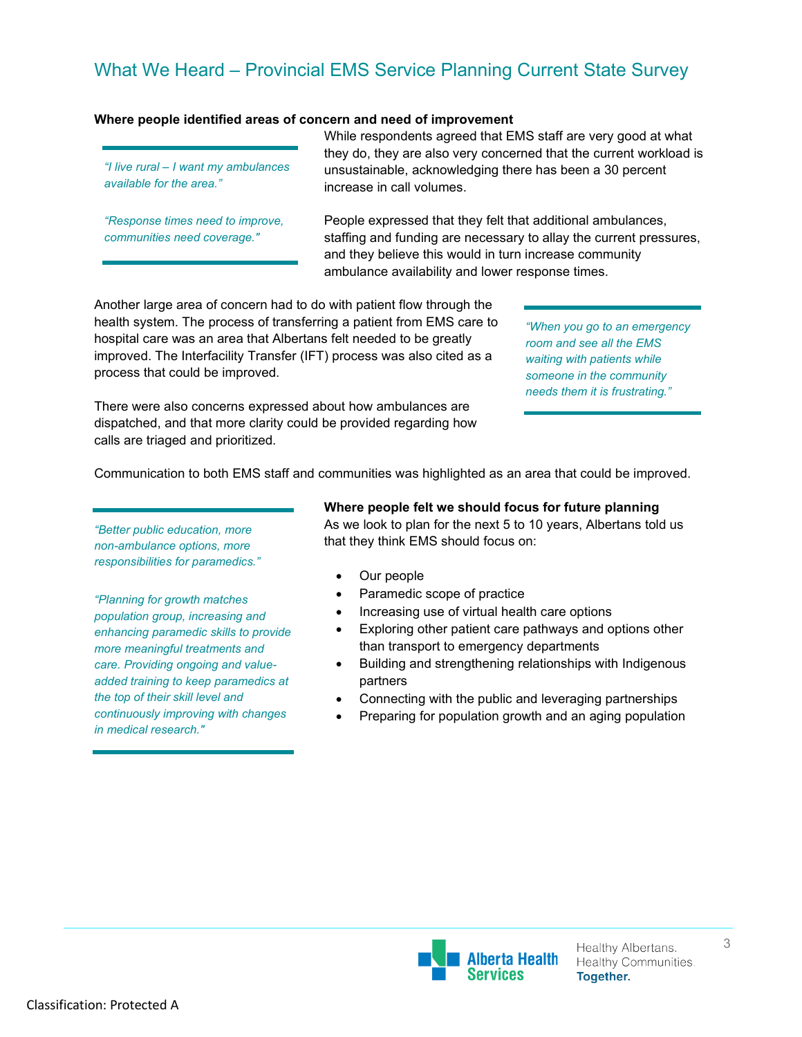# What We Heard – Provincial EMS Service Planning Current State Survey

**Where people identified areas of concern and need of improvement**

> *"I live rural – I want my ambulances available for the area."*
>
> *"Response times need to improve, communities need coverage."*

While respondents agreed that EMS staff are very good at what they do, they are also very concerned that the current workload is unsustainable, acknowledging there has been a 30 percent increase in call volumes.

People expressed that they felt that additional ambulances, staffing and funding are necessary to allay the current pressures, and they believe this would in turn increase community ambulance availability and lower response times.

Another large area of concern had to do with patient flow through the health system. The process of transferring a patient from EMS care to hospital care was an area that Albertans felt needed to be greatly improved. The Interfacility Transfer (IFT) process was also cited as a process that could be improved.

> *"When you go to an emergency room and see all the EMS waiting with patients while someone in the community needs them it is frustrating."*

There were also concerns expressed about how ambulances are dispatched, and that more clarity could be provided regarding how calls are triaged and prioritized.

Communication to both EMS staff and communities was highlighted as an area that could be improved.

> *"Better public education, more non-ambulance options, more responsibilities for paramedics."*
>
> *"Planning for growth matches population group, increasing and enhancing paramedic skills to provide more meaningful treatments and care. Providing ongoing and value-added training to keep paramedics at the top of their skill level and continuously improving with changes in medical research."*

**Where people felt we should focus for future planning**

As we look to plan for the next 5 to 10 years, Albertans told us that they think EMS should focus on:

- Our people
- Paramedic scope of practice
- Increasing use of virtual health care options
- Exploring other patient care pathways and options other than transport to emergency departments
- Building and strengthening relationships with Indigenous partners
- Connecting with the public and leveraging partnerships
- Preparing for population growth and an aging population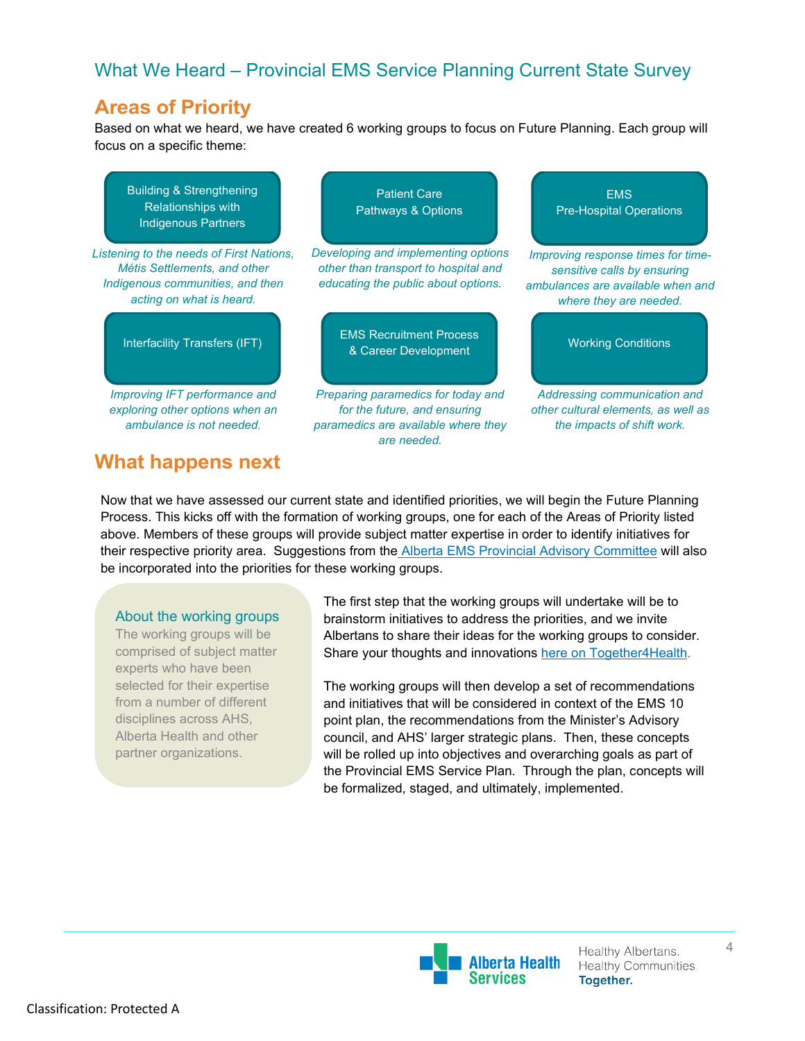## What We Heard – Provincial EMS Service Planning Current State Survey

## Areas of Priority

Based on what we heard, we have created 6 working groups to focus on Future Planning. Each group will focus on a specific theme:

**Building & Strengthening Relationships with Indigenous Partners**

*Listening to the needs of First Nations, Métis Settlements, and other Indigenous communities, and then acting on what is heard.*

**Patient Care Pathways & Options**

*Developing and implementing options other than transport to hospital and educating the public about options.*

**EMS Pre-Hospital Operations**

*Improving response times for time-sensitive calls by ensuring ambulances are available when and where they are needed.*

**Interfacility Transfers (IFT)**

*Improving IFT performance and exploring other options when an ambulance is not needed.*

**EMS Recruitment Process & Career Development**

*Preparing paramedics for today and for the future, and ensuring paramedics are available where they are needed.*

**Working Conditions**

*Addressing communication and other cultural elements, as well as the impacts of shift work.*

## What happens next

Now that we have assessed our current state and identified priorities, we will begin the Future Planning Process. This kicks off with the formation of working groups, one for each of the Areas of Priority listed above. Members of these groups will provide subject matter expertise in order to identify initiatives for their respective priority area. Suggestions from the Alberta EMS Provincial Advisory Committee will also be incorporated into the priorities for these working groups.

### About the working groups

The working groups will be comprised of subject matter experts who have been selected for their expertise from a number of different disciplines across AHS, Alberta Health and other partner organizations.

The first step that the working groups will undertake will be to brainstorm initiatives to address the priorities, and we invite Albertans to share their ideas for the working groups to consider. Share your thoughts and innovations here on Together4Health.

The working groups will then develop a set of recommendations and initiatives that will be considered in context of the EMS 10 point plan, the recommendations from the Minister's Advisory council, and AHS' larger strategic plans. Then, these concepts will be rolled up into objectives and overarching goals as part of the Provincial EMS Service Plan. Through the plan, concepts will be formalized, staged, and ultimately, implemented.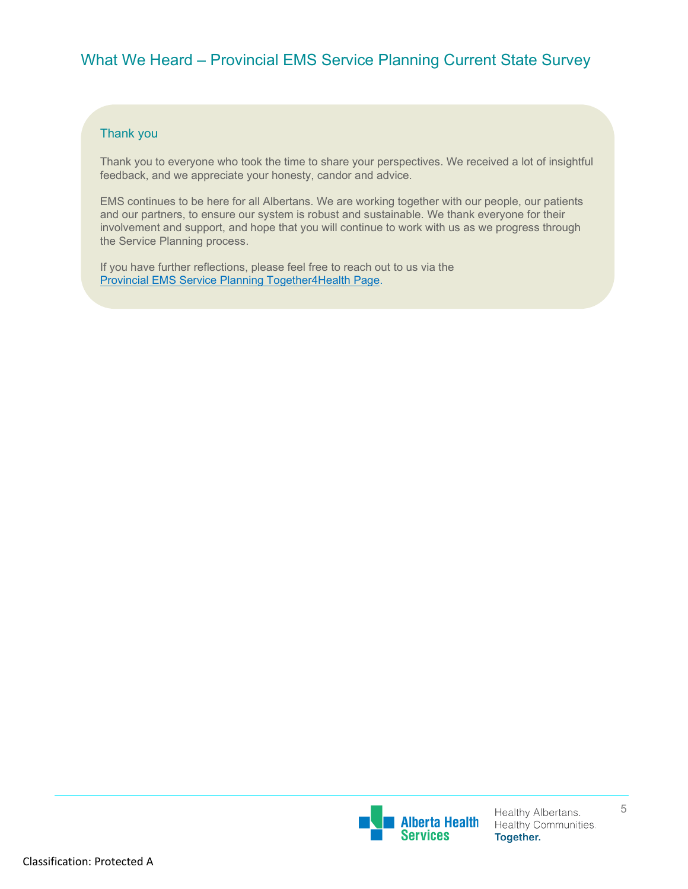## Thank you

Thank you to everyone who took the time to share your perspectives. We received a lot of insightful feedback, and we appreciate your honesty, candor and advice.

EMS continues to be here for all Albertans. We are working together with our people, our patients and our partners, to ensure our system is robust and sustainable. We thank everyone for their involvement and support, and hope that you will continue to work with us as we progress through the Service Planning process.

If you have further reflections, please feel free to reach out to us via the Provincial EMS Service Planning Together4Health Page.